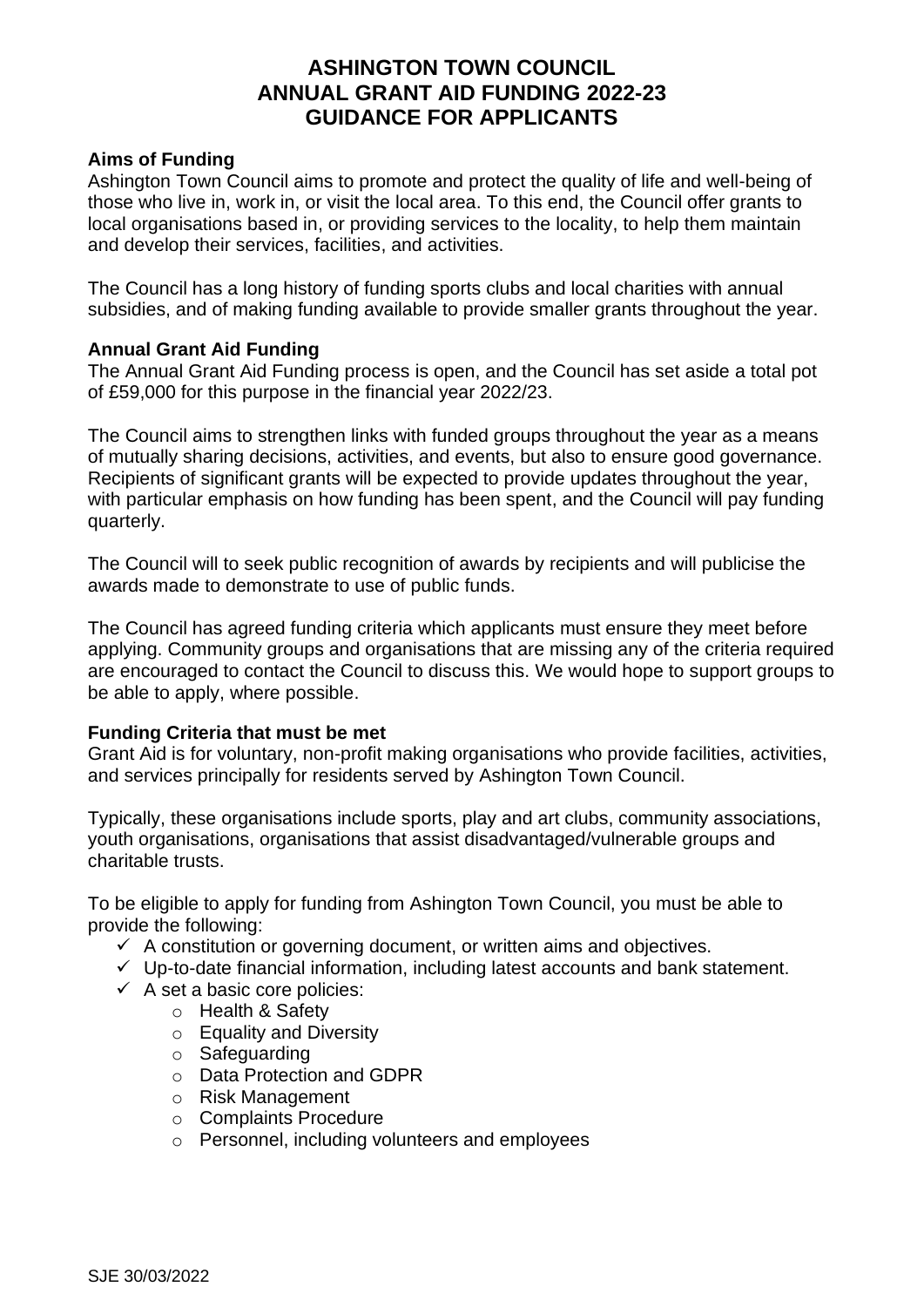# ASHINGTON TOWN COUNCIL
# ANNUAL GRANT AID FUNDING 2022-23
# GUIDANCE FOR APPLICANTS

**Aims of Funding**

Ashington Town Council aims to promote and protect the quality of life and well-being of those who live in, work in, or visit the local area. To this end, the Council offer grants to local organisations based in, or providing services to the locality, to help them maintain and develop their services, facilities, and activities.

The Council has a long history of funding sports clubs and local charities with annual subsidies, and of making funding available to provide smaller grants throughout the year.

**Annual Grant Aid Funding**

The Annual Grant Aid Funding process is open, and the Council has set aside a total pot of £59,000 for this purpose in the financial year 2022/23.

The Council aims to strengthen links with funded groups throughout the year as a means of mutually sharing decisions, activities, and events, but also to ensure good governance. Recipients of significant grants will be expected to provide updates throughout the year, with particular emphasis on how funding has been spent, and the Council will pay funding quarterly.

The Council will to seek public recognition of awards by recipients and will publicise the awards made to demonstrate to use of public funds.

The Council has agreed funding criteria which applicants must ensure they meet before applying. Community groups and organisations that are missing any of the criteria required are encouraged to contact the Council to discuss this. We would hope to support groups to be able to apply, where possible.

**Funding Criteria that must be met**

Grant Aid is for voluntary, non-profit making organisations who provide facilities, activities, and services principally for residents served by Ashington Town Council.

Typically, these organisations include sports, play and art clubs, community associations, youth organisations, organisations that assist disadvantaged/vulnerable groups and charitable trusts.

To be eligible to apply for funding from Ashington Town Council, you must be able to provide the following:

- ✓ A constitution or governing document, or written aims and objectives.
- ✓ Up-to-date financial information, including latest accounts and bank statement.
- ✓ A set a basic core policies:
  - Health & Safety
  - Equality and Diversity
  - Safeguarding
  - Data Protection and GDPR
  - Risk Management
  - Complaints Procedure
  - Personnel, including volunteers and employees

SJE 30/03/2022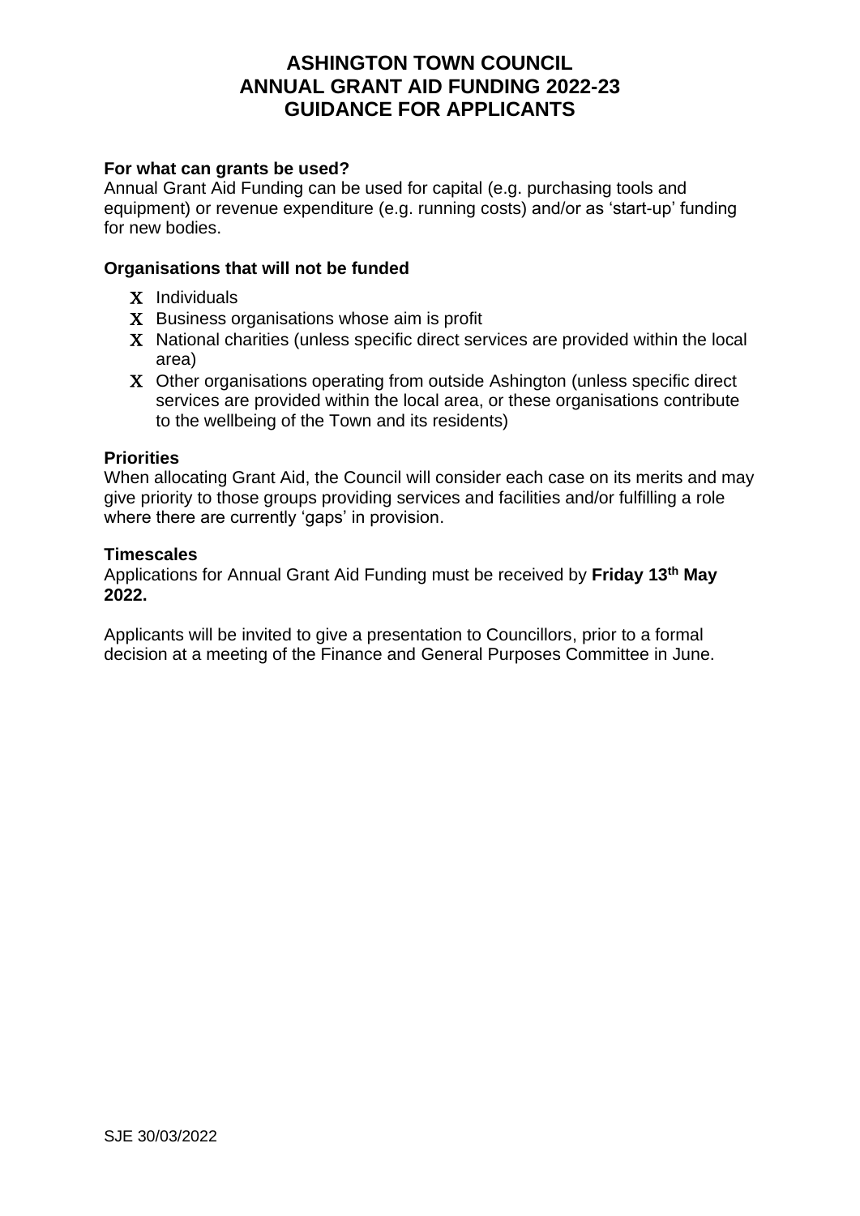# ASHINGTON TOWN COUNCIL
# ANNUAL GRANT AID FUNDING 2022-23
# GUIDANCE FOR APPLICANTS

**For what can grants be used?**

Annual Grant Aid Funding can be used for capital (e.g. purchasing tools and equipment) or revenue expenditure (e.g. running costs) and/or as 'start-up' funding for new bodies.

**Organisations that will not be funded**

- X Individuals
- X Business organisations whose aim is profit
- X National charities (unless specific direct services are provided within the local area)
- X Other organisations operating from outside Ashington (unless specific direct services are provided within the local area, or these organisations contribute to the wellbeing of the Town and its residents)

**Priorities**

When allocating Grant Aid, the Council will consider each case on its merits and may give priority to those groups providing services and facilities and/or fulfilling a role where there are currently 'gaps' in provision.

**Timescales**

Applications for Annual Grant Aid Funding must be received by **Friday 13th May 2022.**

Applicants will be invited to give a presentation to Councillors, prior to a formal decision at a meeting of the Finance and General Purposes Committee in June.

SJE 30/03/2022